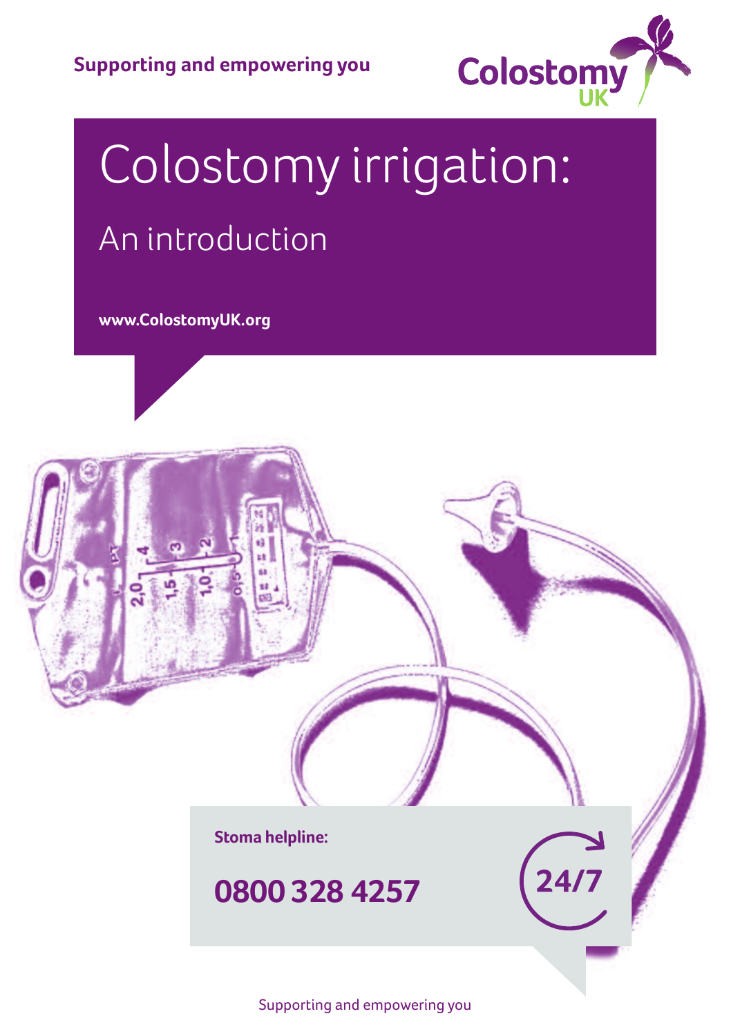Supporting and empowering you

Colostomy UK

# Colostomy irrigation:

## An introduction

www.ColostomyUK.org

**Stoma helpline:**

**0800 328 4257**

24/7

Supporting and empowering you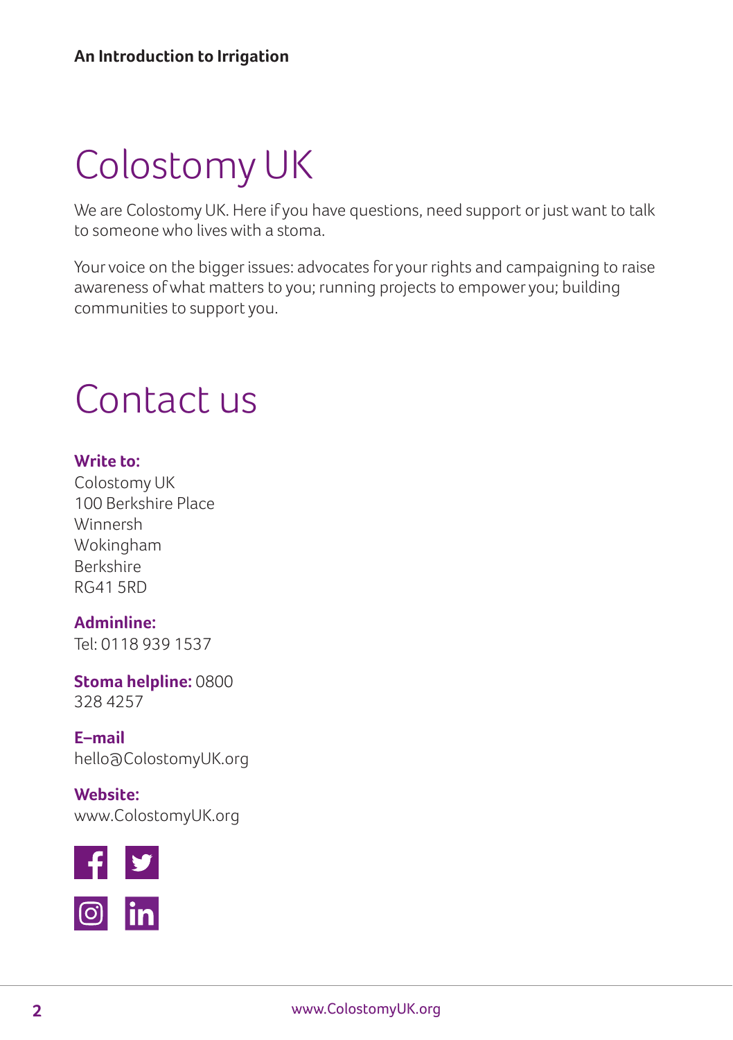# Colostomy UK

We are Colostomy UK. Here if you have questions, need support or just want to talk to someone who lives with a stoma.

Your voice on the bigger issues: advocates for your rights and campaigning to raise awareness of what matters to you; running projects to empower you; building communities to support you.

# Contact us

**Write to:**
Colostomy UK
100 Berkshire Place
Winnersh
Wokingham
Berkshire
RG41 5RD

**Adminline:**
Tel: 0118 939 1537

**Stoma helpline:** 0800 328 4257

**E–mail**
hello@ColostomyUK.org

**Website:**
www.ColostomyUK.org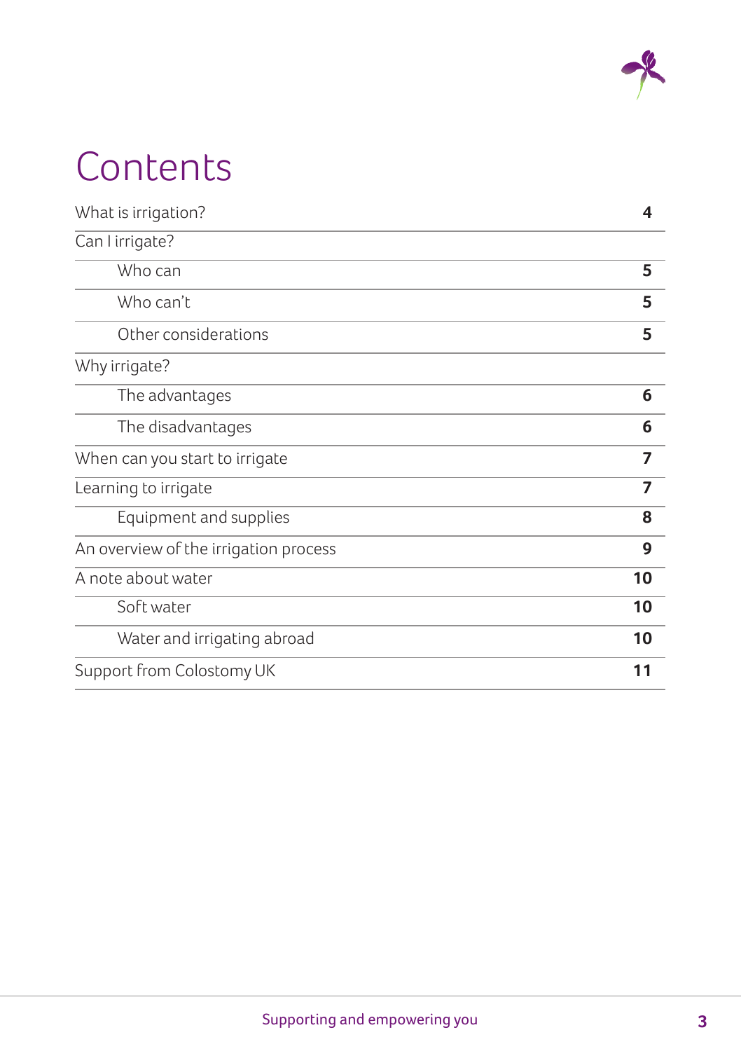# Contents

| | |
|---|---|
| What is irrigation? | **4** |
| Can I irrigate? | |
| Who can | **5** |
| Who can't | **5** |
| Other considerations | **5** |
| Why irrigate? | |
| The advantages | **6** |
| The disadvantages | **6** |
| When can you start to irrigate | **7** |
| Learning to irrigate | **7** |
| Equipment and supplies | **8** |
| An overview of the irrigation process | **9** |
| A note about water | **10** |
| Soft water | **10** |
| Water and irrigating abroad | **10** |
| Support from Colostomy UK | **11** |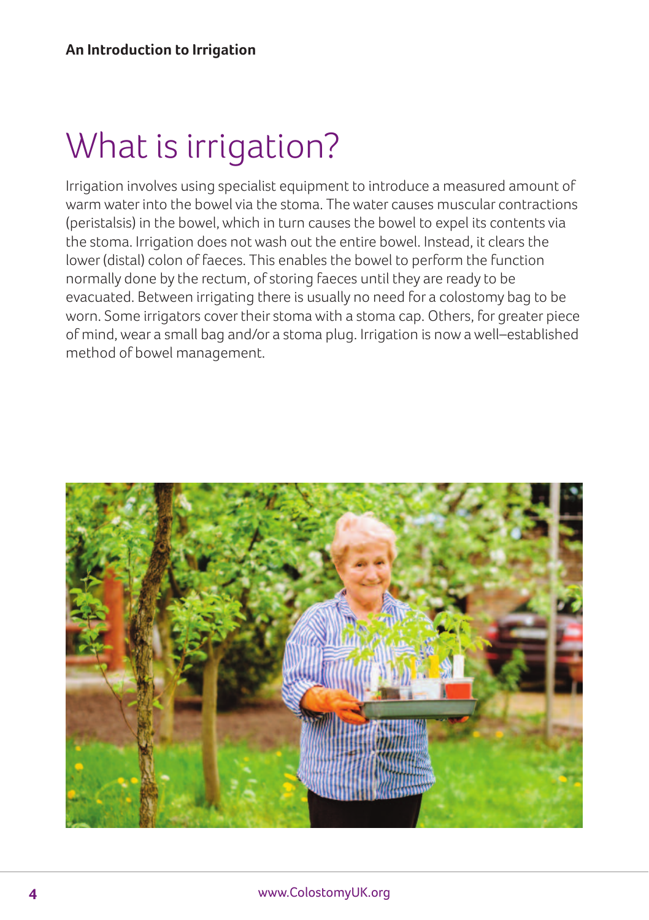# What is irrigation?

Irrigation involves using specialist equipment to introduce a measured amount of warm water into the bowel via the stoma. The water causes muscular contractions (peristalsis) in the bowel, which in turn causes the bowel to expel its contents via the stoma. Irrigation does not wash out the entire bowel. Instead, it clears the lower (distal) colon of faeces. This enables the bowel to perform the function normally done by the rectum, of storing faeces until they are ready to be evacuated. Between irrigating there is usually no need for a colostomy bag to be worn. Some irrigators cover their stoma with a stoma cap. Others, for greater piece of mind, wear a small bag and/or a stoma plug. Irrigation is now a well–established method of bowel management.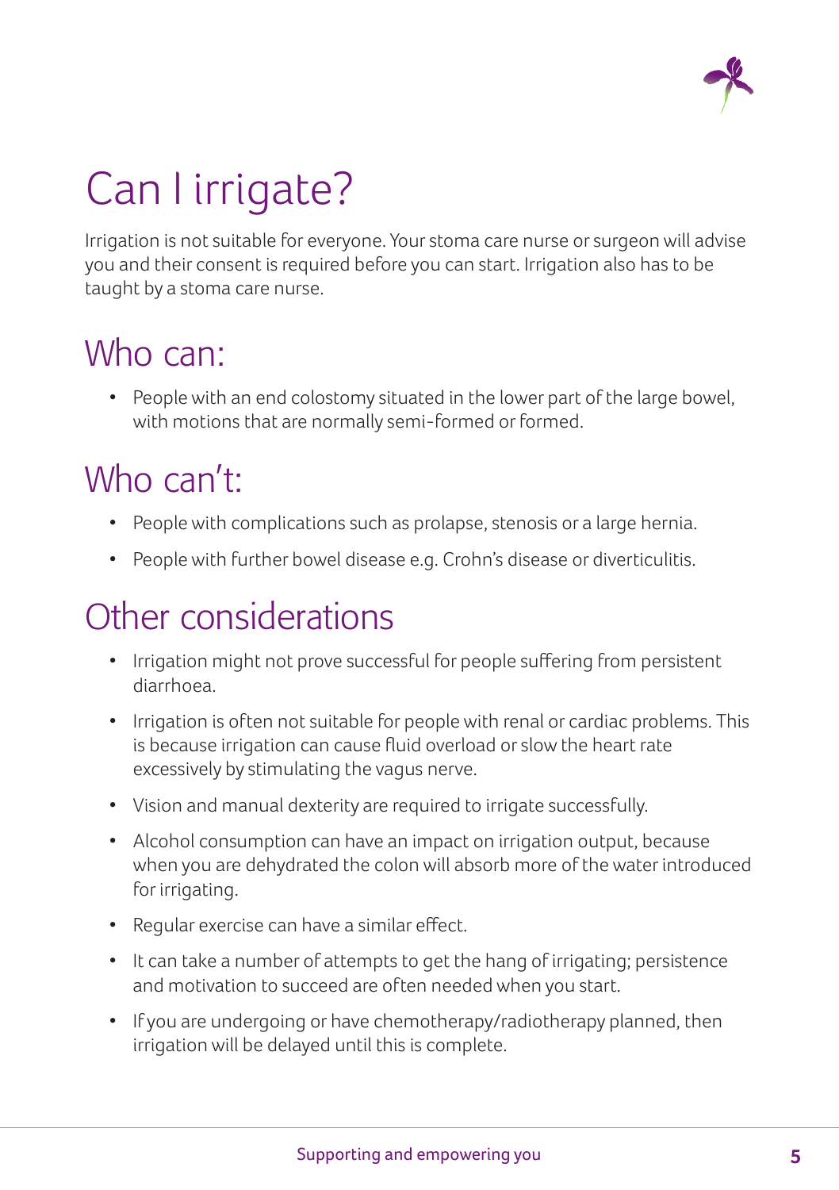# Can I irrigate?

Irrigation is not suitable for everyone. Your stoma care nurse or surgeon will advise you and their consent is required before you can start. Irrigation also has to be taught by a stoma care nurse.

## Who can:

- People with an end colostomy situated in the lower part of the large bowel, with motions that are normally semi-formed or formed.

## Who can't:

- People with complications such as prolapse, stenosis or a large hernia.
- People with further bowel disease e.g. Crohn's disease or diverticulitis.

## Other considerations

- Irrigation might not prove successful for people suffering from persistent diarrhoea.
- Irrigation is often not suitable for people with renal or cardiac problems. This is because irrigation can cause fluid overload or slow the heart rate excessively by stimulating the vagus nerve.
- Vision and manual dexterity are required to irrigate successfully.
- Alcohol consumption can have an impact on irrigation output, because when you are dehydrated the colon will absorb more of the water introduced for irrigating.
- Regular exercise can have a similar effect.
- It can take a number of attempts to get the hang of irrigating; persistence and motivation to succeed are often needed when you start.
- If you are undergoing or have chemotherapy/radiotherapy planned, then irrigation will be delayed until this is complete.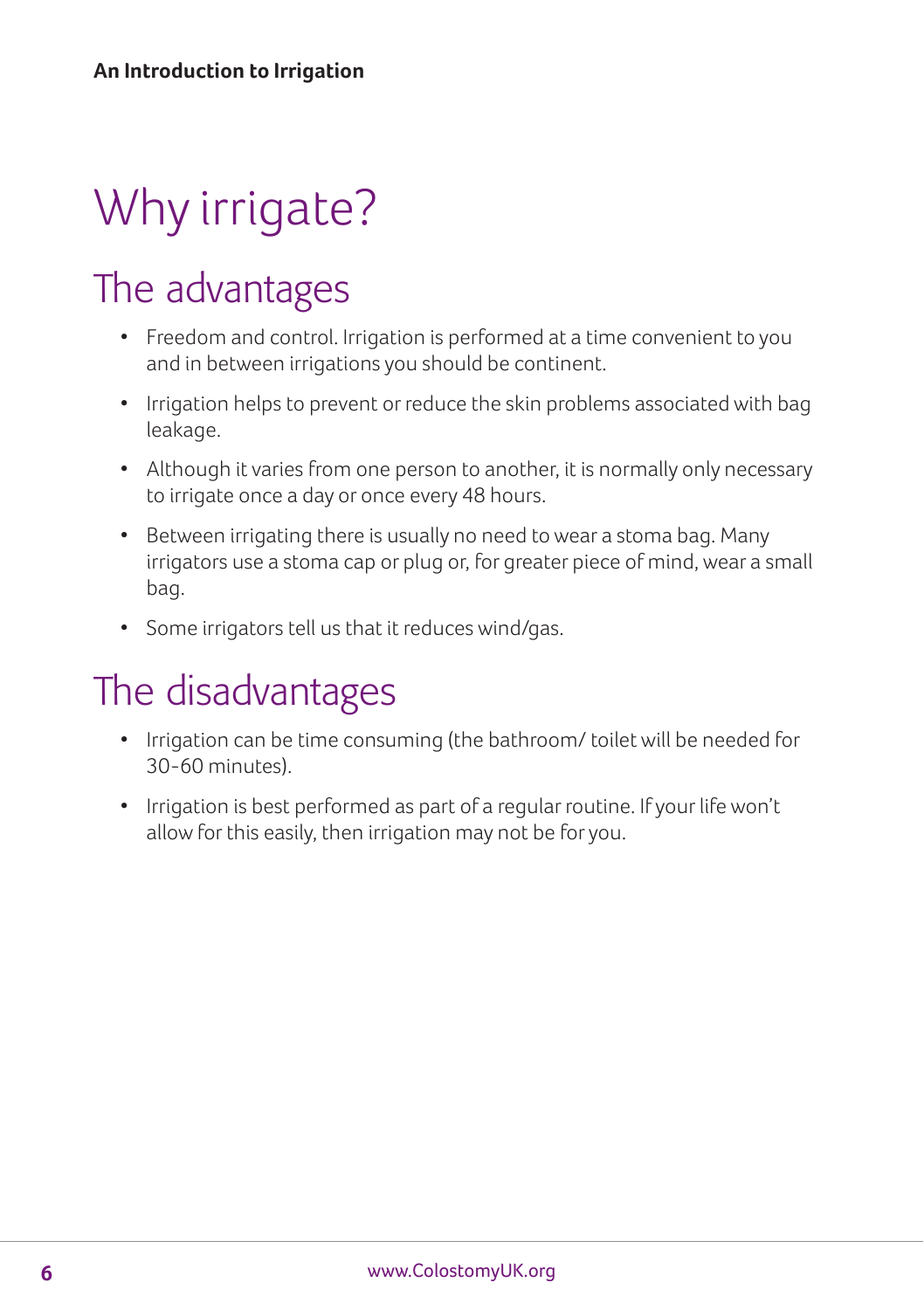# Why irrigate?

## The advantages

- Freedom and control. Irrigation is performed at a time convenient to you and in between irrigations you should be continent.
- Irrigation helps to prevent or reduce the skin problems associated with bag leakage.
- Although it varies from one person to another, it is normally only necessary to irrigate once a day or once every 48 hours.
- Between irrigating there is usually no need to wear a stoma bag. Many irrigators use a stoma cap or plug or, for greater piece of mind, wear a small bag.
- Some irrigators tell us that it reduces wind/gas.

## The disadvantages

- Irrigation can be time consuming (the bathroom/ toilet will be needed for 30-60 minutes).
- Irrigation is best performed as part of a regular routine. If your life won't allow for this easily, then irrigation may not be for you.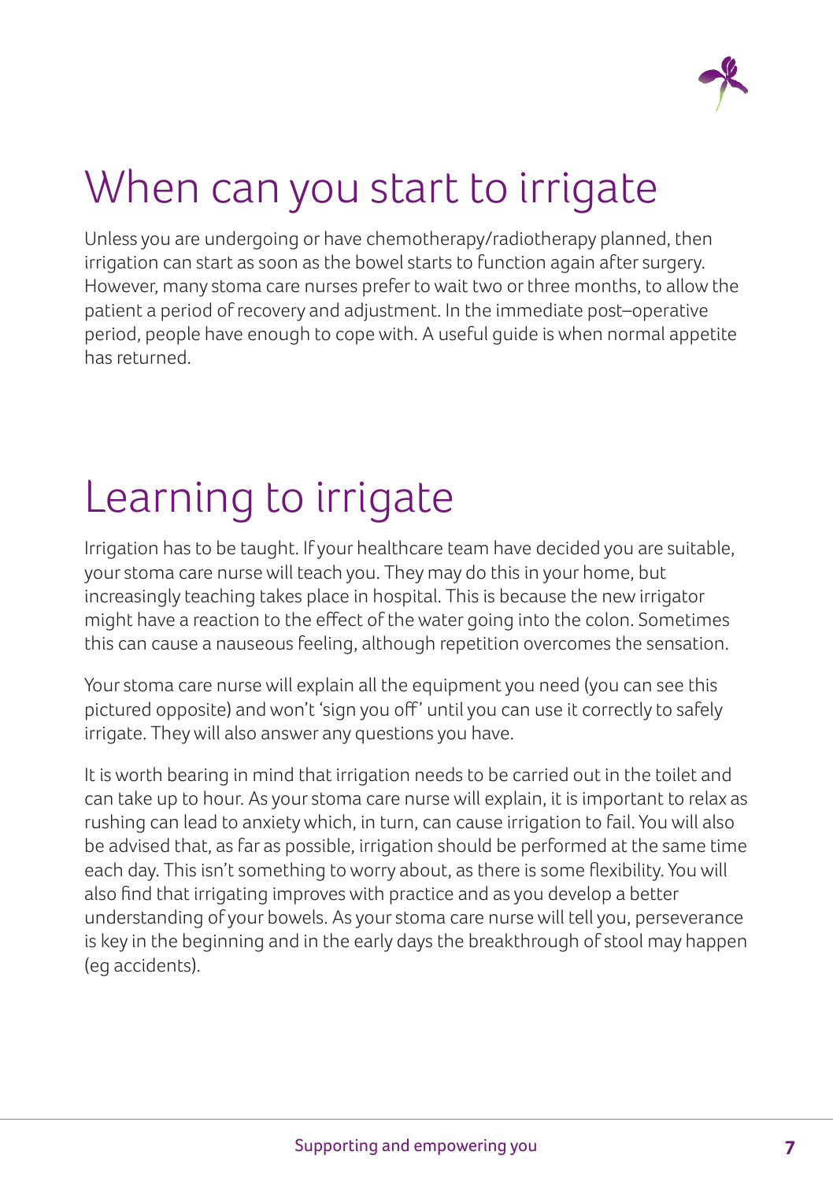# When can you start to irrigate

Unless you are undergoing or have chemotherapy/radiotherapy planned, then irrigation can start as soon as the bowel starts to function again after surgery. However, many stoma care nurses prefer to wait two or three months, to allow the patient a period of recovery and adjustment. In the immediate post–operative period, people have enough to cope with. A useful guide is when normal appetite has returned.

# Learning to irrigate

Irrigation has to be taught. If your healthcare team have decided you are suitable, your stoma care nurse will teach you. They may do this in your home, but increasingly teaching takes place in hospital. This is because the new irrigator might have a reaction to the effect of the water going into the colon. Sometimes this can cause a nauseous feeling, although repetition overcomes the sensation.

Your stoma care nurse will explain all the equipment you need (you can see this pictured opposite) and won't 'sign you off' until you can use it correctly to safely irrigate. They will also answer any questions you have.

It is worth bearing in mind that irrigation needs to be carried out in the toilet and can take up to hour. As your stoma care nurse will explain, it is important to relax as rushing can lead to anxiety which, in turn, can cause irrigation to fail. You will also be advised that, as far as possible, irrigation should be performed at the same time each day. This isn't something to worry about, as there is some flexibility. You will also find that irrigating improves with practice and as you develop a better understanding of your bowels. As your stoma care nurse will tell you, perseverance is key in the beginning and in the early days the breakthrough of stool may happen (eg accidents).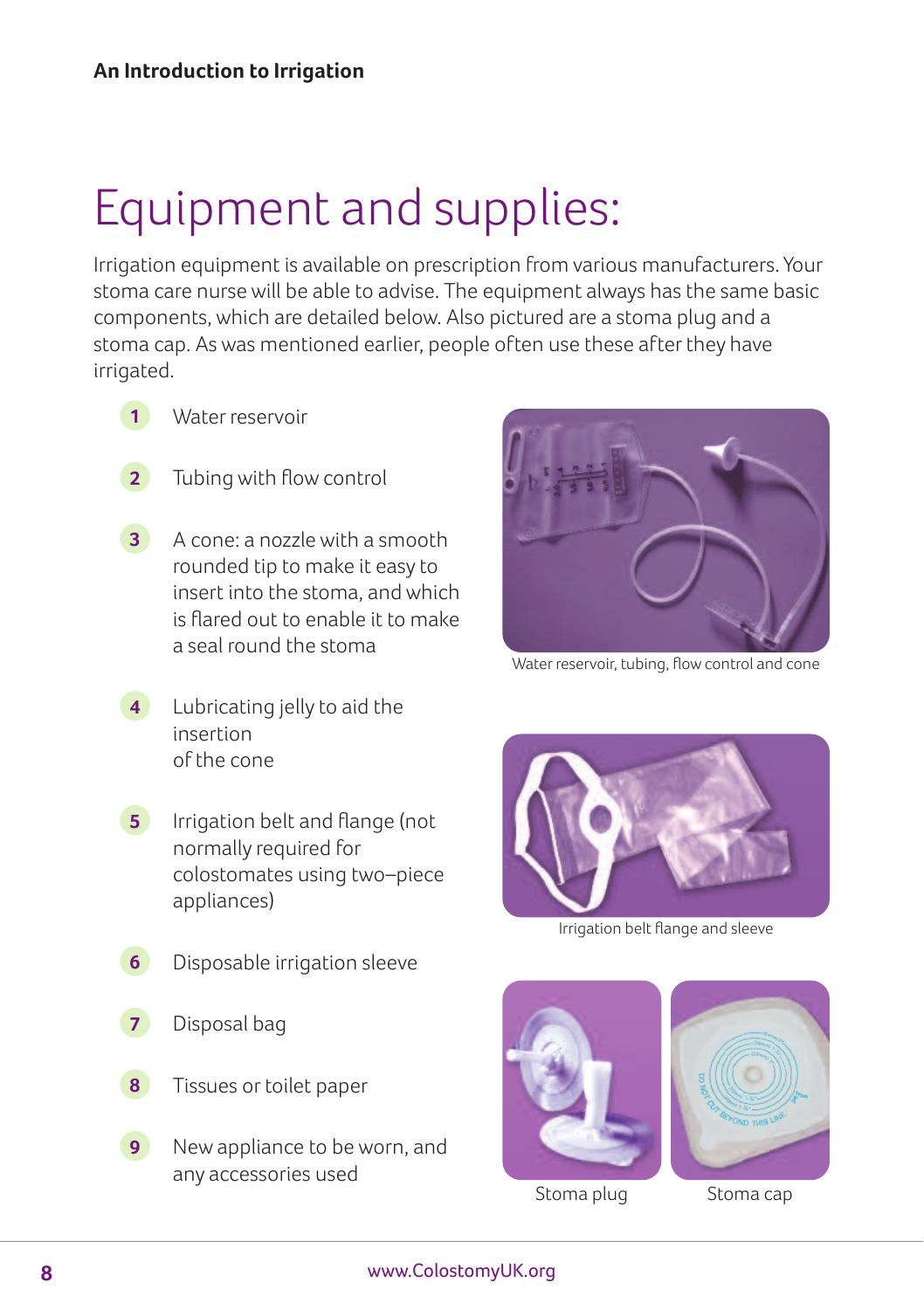# Equipment and supplies:

Irrigation equipment is available on prescription from various manufacturers. Your stoma care nurse will be able to advise. The equipment always has the same basic components, which are detailed below. Also pictured are a stoma plug and a stoma cap. As was mentioned earlier, people often use these after they have irrigated.

1. Water reservoir
2. Tubing with flow control
3. A cone: a nozzle with a smooth rounded tip to make it easy to insert into the stoma, and which is flared out to enable it to make a seal round the stoma
4. Lubricating jelly to aid the insertion of the cone
5. Irrigation belt and flange (not normally required for colostomates using two–piece appliances)
6. Disposable irrigation sleeve
7. Disposal bag
8. Tissues or toilet paper
9. New appliance to be worn, and any accessories used

Water reservoir, tubing, flow control and cone

Irrigation belt flange and sleeve

Stoma plug

Stoma cap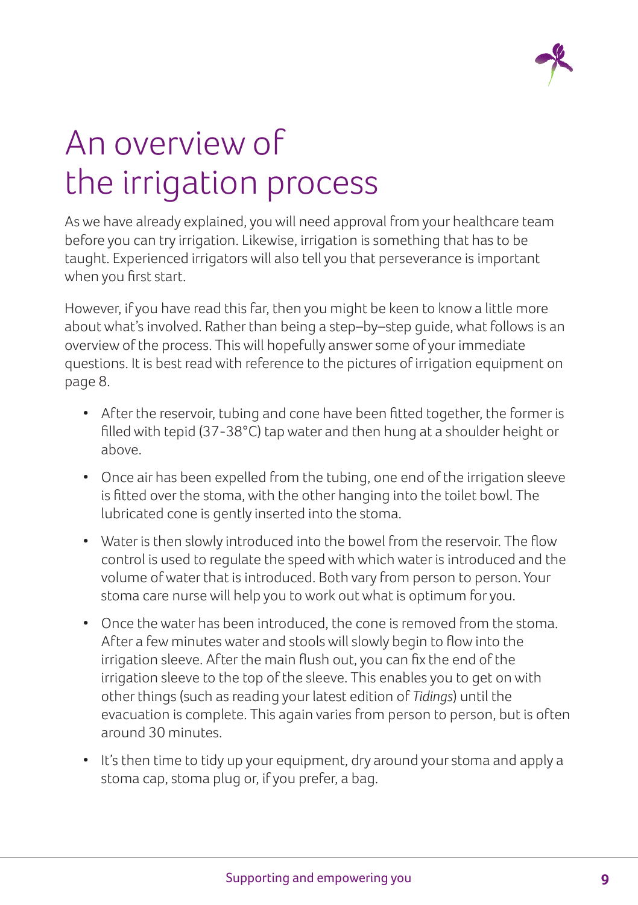# An overview of the irrigation process

As we have already explained, you will need approval from your healthcare team before you can try irrigation. Likewise, irrigation is something that has to be taught. Experienced irrigators will also tell you that perseverance is important when you first start.

However, if you have read this far, then you might be keen to know a little more about what's involved. Rather than being a step–by–step guide, what follows is an overview of the process. This will hopefully answer some of your immediate questions. It is best read with reference to the pictures of irrigation equipment on page 8.

- After the reservoir, tubing and cone have been fitted together, the former is filled with tepid (37-38°C) tap water and then hung at a shoulder height or above.
- Once air has been expelled from the tubing, one end of the irrigation sleeve is fitted over the stoma, with the other hanging into the toilet bowl. The lubricated cone is gently inserted into the stoma.
- Water is then slowly introduced into the bowel from the reservoir. The flow control is used to regulate the speed with which water is introduced and the volume of water that is introduced. Both vary from person to person. Your stoma care nurse will help you to work out what is optimum for you.
- Once the water has been introduced, the cone is removed from the stoma. After a few minutes water and stools will slowly begin to flow into the irrigation sleeve. After the main flush out, you can fix the end of the irrigation sleeve to the top of the sleeve. This enables you to get on with other things (such as reading your latest edition of *Tidings*) until the evacuation is complete. This again varies from person to person, but is often around 30 minutes.
- It's then time to tidy up your equipment, dry around your stoma and apply a stoma cap, stoma plug or, if you prefer, a bag.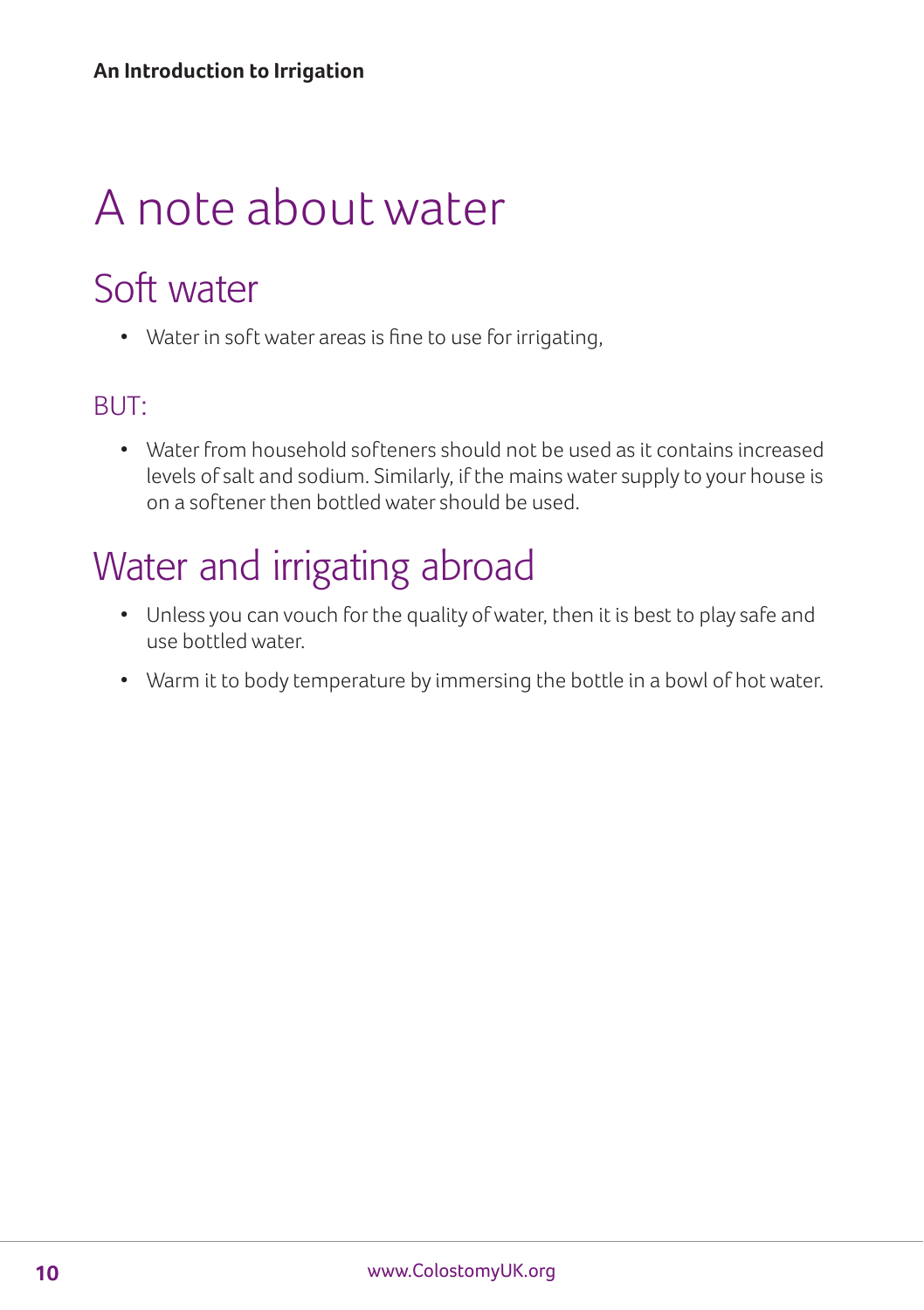# A note about water

## Soft water

- Water in soft water areas is fine to use for irrigating,

### BUT:

- Water from household softeners should not be used as it contains increased levels of salt and sodium. Similarly, if the mains water supply to your house is on a softener then bottled water should be used.

## Water and irrigating abroad

- Unless you can vouch for the quality of water, then it is best to play safe and use bottled water.
- Warm it to body temperature by immersing the bottle in a bowl of hot water.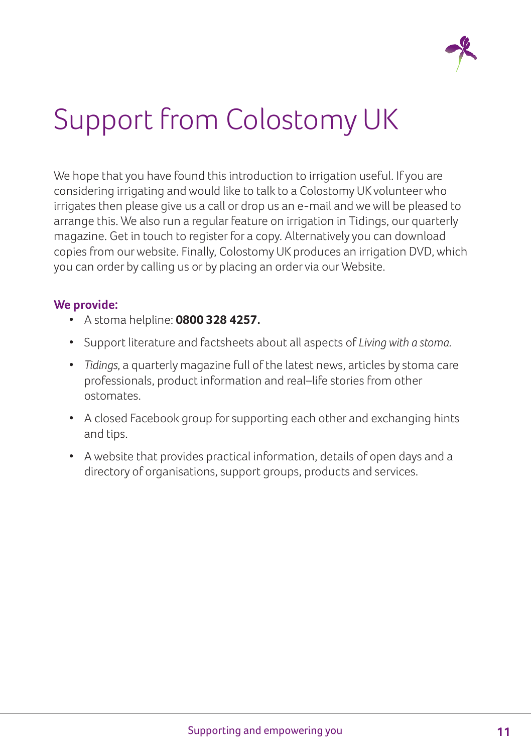# Support from Colostomy UK

We hope that you have found this introduction to irrigation useful. If you are considering irrigating and would like to talk to a Colostomy UK volunteer who irrigates then please give us a call or drop us an e-mail and we will be pleased to arrange this. We also run a regular feature on irrigation in Tidings, our quarterly magazine. Get in touch to register for a copy. Alternatively you can download copies from our website. Finally, Colostomy UK produces an irrigation DVD, which you can order by calling us or by placing an order via our Website.

**We provide:**

- A stoma helpline: **0800 328 4257.**
- Support literature and factsheets about all aspects of *Living with a stoma.*
- *Tidings,* a quarterly magazine full of the latest news, articles by stoma care professionals, product information and real–life stories from other ostomates.
- A closed Facebook group for supporting each other and exchanging hints and tips.
- A website that provides practical information, details of open days and a directory of organisations, support groups, products and services.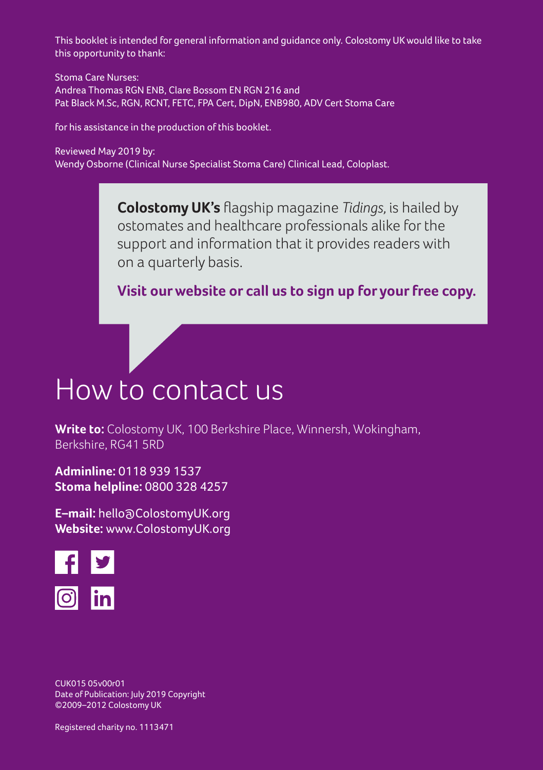This booklet is intended for general information and guidance only. Colostomy UK would like to take this opportunity to thank:

Stoma Care Nurses:
Andrea Thomas RGN ENB, Clare Bossom EN RGN 216 and
Pat Black M.Sc, RGN, RCNT, FETC, FPA Cert, DipN, ENB980, ADV Cert Stoma Care

for his assistance in the production of this booklet.

Reviewed May 2019 by:
Wendy Osborne (Clinical Nurse Specialist Stoma Care) Clinical Lead, Coloplast.

**Colostomy UK's** flagship magazine *Tidings,* is hailed by ostomates and healthcare professionals alike for the support and information that it provides readers with on a quarterly basis.

**Visit our website or call us to sign up for your free copy.**

# How to contact us

**Write to:** Colostomy UK, 100 Berkshire Place, Winnersh, Wokingham, Berkshire, RG41 5RD

**Adminline:** 0118 939 1537
**Stoma helpline:** 0800 328 4257

**E–mail:** hello@ColostomyUK.org
**Website:** www.ColostomyUK.org

CUK015 05v00r01
Date of Publication: July 2019 Copyright
©2009–2012 Colostomy UK

Registered charity no. 1113471